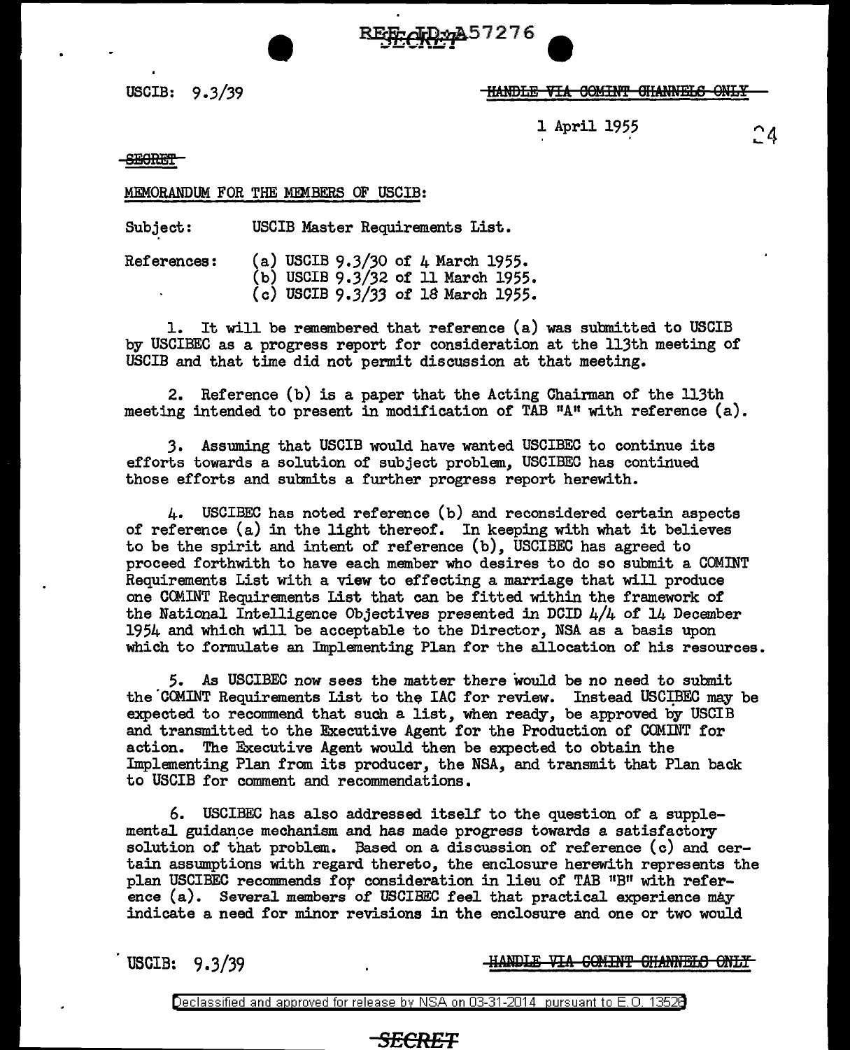USCIB: 9.3/39

~~HANDLE VIA COMINT CHANNELS ONLY~~

1 April 1955

~~SECRET~~

MEMORANDUM FOR THE MEMBERS OF USCIB:

Subject: USCIB Master Requirements List.

References:
(a) USCIB 9.3/30 of 4 March 1955.
(b) USCIB 9.3/32 of 11 March 1955.
(c) USCIB 9.3/33 of 18 March 1955.

1. It will be remembered that reference (a) was submitted to USCIB by USCIBEC as a progress report for consideration at the 113th meeting of USCIB and that time did not permit discussion at that meeting.

2. Reference (b) is a paper that the Acting Chairman of the 113th meeting intended to present in modification of TAB "A" with reference (a).

3. Assuming that USCIB would have wanted USCIBEC to continue its efforts towards a solution of subject problem, USCIBEC has continued those efforts and submits a further progress report herewith.

4. USCIBEC has noted reference (b) and reconsidered certain aspects of reference (a) in the light thereof. In keeping with what it believes to be the spirit and intent of reference (b), USCIBEC has agreed to proceed forthwith to have each member who desires to do so submit a COMINT Requirements List with a view to effecting a marriage that will produce one COMINT Requirements List that can be fitted within the framework of the National Intelligence Objectives presented in DCID 4/4 of 14 December 1954 and which will be acceptable to the Director, NSA as a basis upon which to formulate an Implementing Plan for the allocation of his resources.

5. As USCIBEC now sees the matter there would be no need to submit the COMINT Requirements List to the IAC for review. Instead USCIBEC may be expected to recommend that such a list, when ready, be approved by USCIB and transmitted to the Executive Agent for the Production of COMINT for action. The Executive Agent would then be expected to obtain the Implementing Plan from its producer, the NSA, and transmit that Plan back to USCIB for comment and recommendations.

6. USCIBEC has also addressed itself to the question of a supplemental guidance mechanism and has made progress towards a satisfactory solution of that problem. Based on a discussion of reference (c) and certain assumptions with regard thereto, the enclosure herewith represents the plan USCIBEC recommends for consideration in lieu of TAB "B" with reference (a). Several members of USCIBEC feel that practical experience may indicate a need for minor revisions in the enclosure and one or two would

USCIB: 9.3/39

~~HANDLE VIA COMINT CHANNELS ONLY~~

Declassified and approved for release by NSA on 03-31-2014 pursuant to E.O. 13526

~~SECRET~~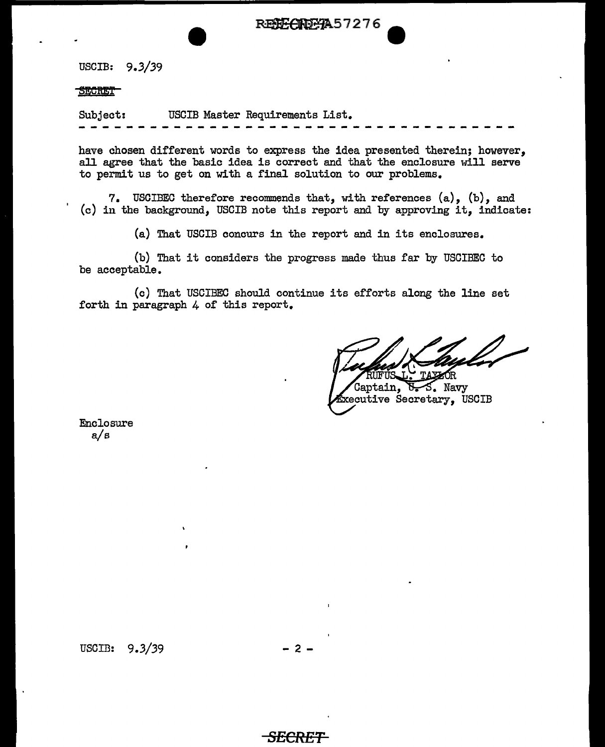USCIB: 9.3/39

SECRET

Subject: USCIB Master Requirements List.

- - - - - - - - - - - - - - - - - - - - - - - - - - - - - - - - - - - - - -

have chosen different words to express the idea presented therein; however, all agree that the basic idea is correct and that the enclosure will serve to permit us to get on with a final solution to our problems.

7. USCIBEC therefore recommends that, with references (a), (b), and (c) in the background, USCIB note this report and by approving it, indicate:

(a) That USCIB concurs in the report and in its enclosures.

(b) That it considers the progress made thus far by USCIBEC to be acceptable.

(c) That USCIBEC should continue its efforts along the line set forth in paragraph 4 of this report.

RUFUS L. TAYLOR
Captain, U. S. Navy
Executive Secretary, USCIB

Enclosure
a/s

USCIB: 9.3/39

SECRET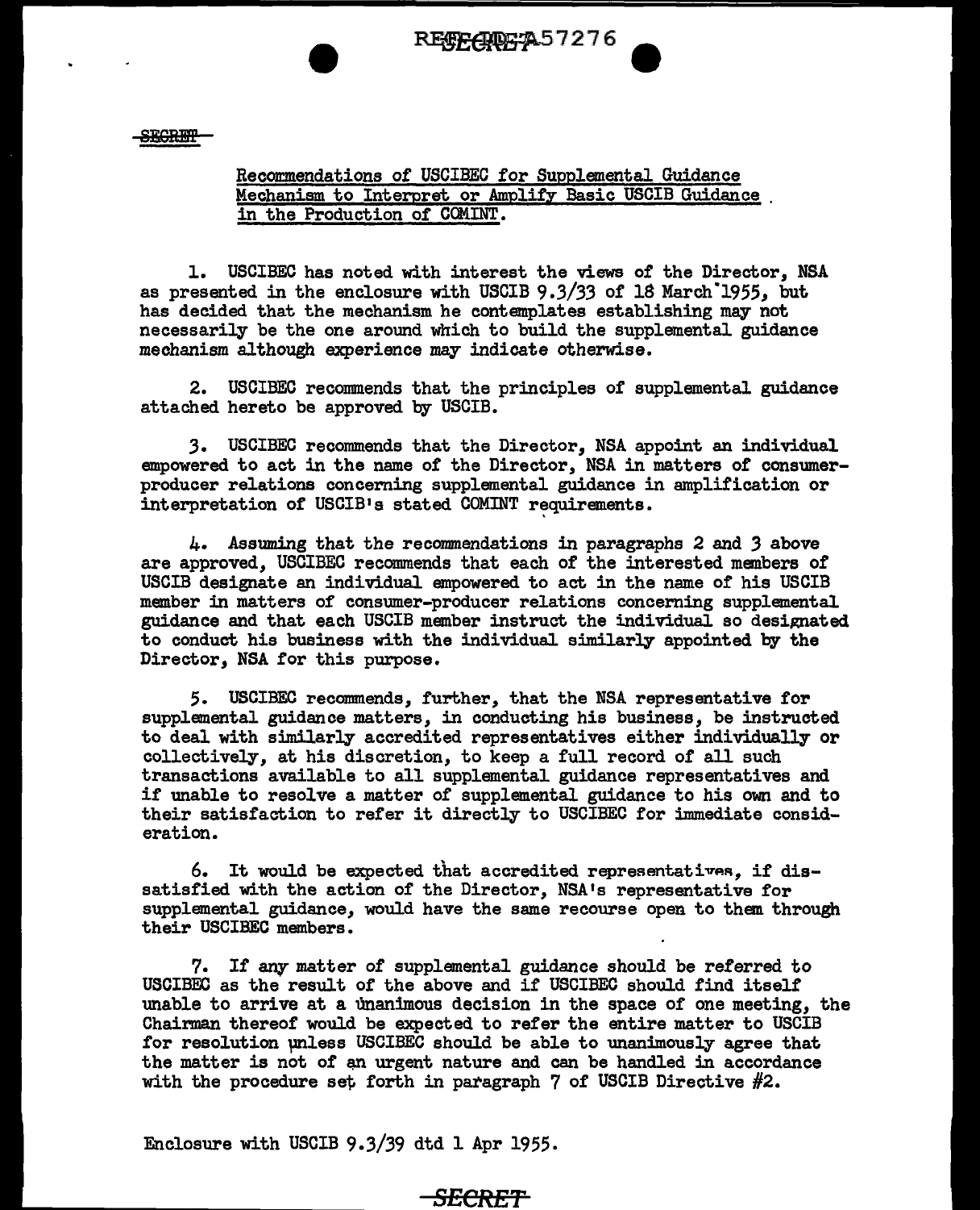SECRET

Recommendations of USCIBEC for Supplemental Guidance Mechanism to Interpret or Amplify Basic USCIB Guidance in the Production of COMINT.

1. USCIBEC has noted with interest the views of the Director, NSA as presented in the enclosure with USCIB 9.3/33 of 18 March 1955, but has decided that the mechanism he contemplates establishing may not necessarily be the one around which to build the supplemental guidance mechanism although experience may indicate otherwise.

2. USCIBEC recommends that the principles of supplemental guidance attached hereto be approved by USCIB.

3. USCIBEC recommends that the Director, NSA appoint an individual empowered to act in the name of the Director, NSA in matters of consumer-producer relations concerning supplemental guidance in amplification or interpretation of USCIB's stated COMINT requirements.

4. Assuming that the recommendations in paragraphs 2 and 3 above are approved, USCIBEC recommends that each of the interested members of USCIB designate an individual empowered to act in the name of his USCIB member in matters of consumer-producer relations concerning supplemental guidance and that each USCIB member instruct the individual so designated to conduct his business with the individual similarly appointed by the Director, NSA for this purpose.

5. USCIBEC recommends, further, that the NSA representative for supplemental guidance matters, in conducting his business, be instructed to deal with similarly accredited representatives either individually or collectively, at his discretion, to keep a full record of all such transactions available to all supplemental guidance representatives and if unable to resolve a matter of supplemental guidance to his own and to their satisfaction to refer it directly to USCIBEC for immediate consideration.

6. It would be expected that accredited representatives, if dissatisfied with the action of the Director, NSA's representative for supplemental guidance, would have the same recourse open to them through their USCIBEC members.

7. If any matter of supplemental guidance should be referred to USCIBEC as the result of the above and if USCIBEC should find itself unable to arrive at a unanimous decision in the space of one meeting, the Chairman thereof would be expected to refer the entire matter to USCIB for resolution unless USCIBEC should be able to unanimously agree that the matter is not of an urgent nature and can be handled in accordance with the procedure set forth in paragraph 7 of USCIB Directive #2.

Enclosure with USCIB 9.3/39 dtd 1 Apr 1955.

SECRET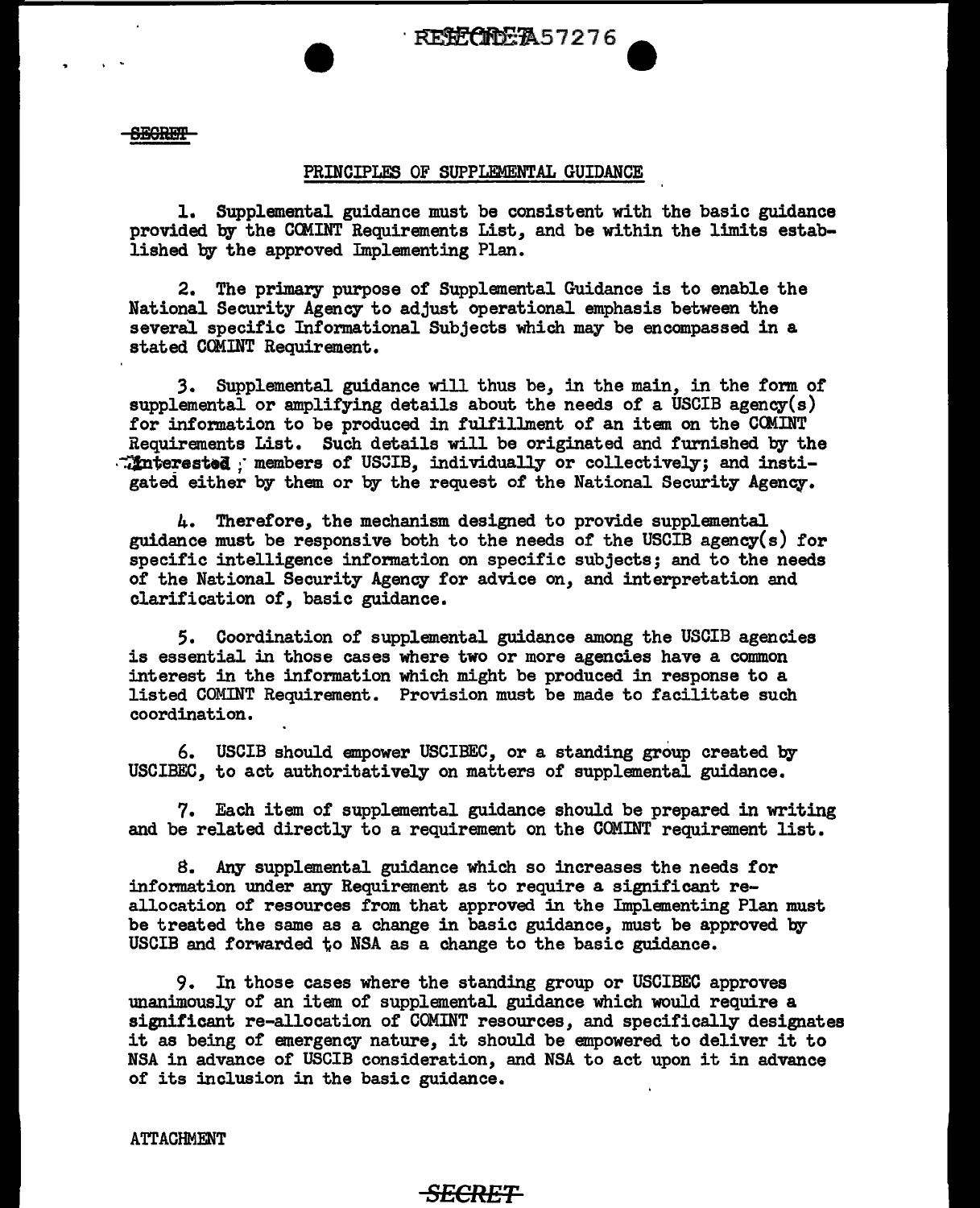SECRET

## PRINCIPLES OF SUPPLEMENTAL GUIDANCE

1. Supplemental guidance must be consistent with the basic guidance provided by the COMINT Requirements List, and be within the limits established by the approved Implementing Plan.

2. The primary purpose of Supplemental Guidance is to enable the National Security Agency to adjust operational emphasis between the several specific Informational Subjects which may be encompassed in a stated COMINT Requirement.

3. Supplemental guidance will thus be, in the main, in the form of supplemental or amplifying details about the needs of a USCIB agency(s) for information to be produced in fulfillment of an item on the COMINT Requirements List. Such details will be originated and furnished by the interested members of USCIB, individually or collectively; and instigated either by them or by the request of the National Security Agency.

4. Therefore, the mechanism designed to provide supplemental guidance must be responsive both to the needs of the USCIB agency(s) for specific intelligence information on specific subjects; and to the needs of the National Security Agency for advice on, and interpretation and clarification of, basic guidance.

5. Coordination of supplemental guidance among the USCIB agencies is essential in those cases where two or more agencies have a common interest in the information which might be produced in response to a listed COMINT Requirement. Provision must be made to facilitate such coordination.

6. USCIB should empower USCIBEC, or a standing group created by USCIBEC, to act authoritatively on matters of supplemental guidance.

7. Each item of supplemental guidance should be prepared in writing and be related directly to a requirement on the COMINT requirement list.

8. Any supplemental guidance which so increases the needs for information under any Requirement as to require a significant re-allocation of resources from that approved in the Implementing Plan must be treated the same as a change in basic guidance, must be approved by USCIB and forwarded to NSA as a change to the basic guidance.

9. In those cases where the standing group or USCIBEC approves unanimously of an item of supplemental guidance which would require a significant re-allocation of COMINT resources, and specifically designates it as being of emergency nature, it should be empowered to deliver it to NSA in advance of USCIB consideration, and NSA to act upon it in advance of its inclusion in the basic guidance.

ATTACHMENT

SECRET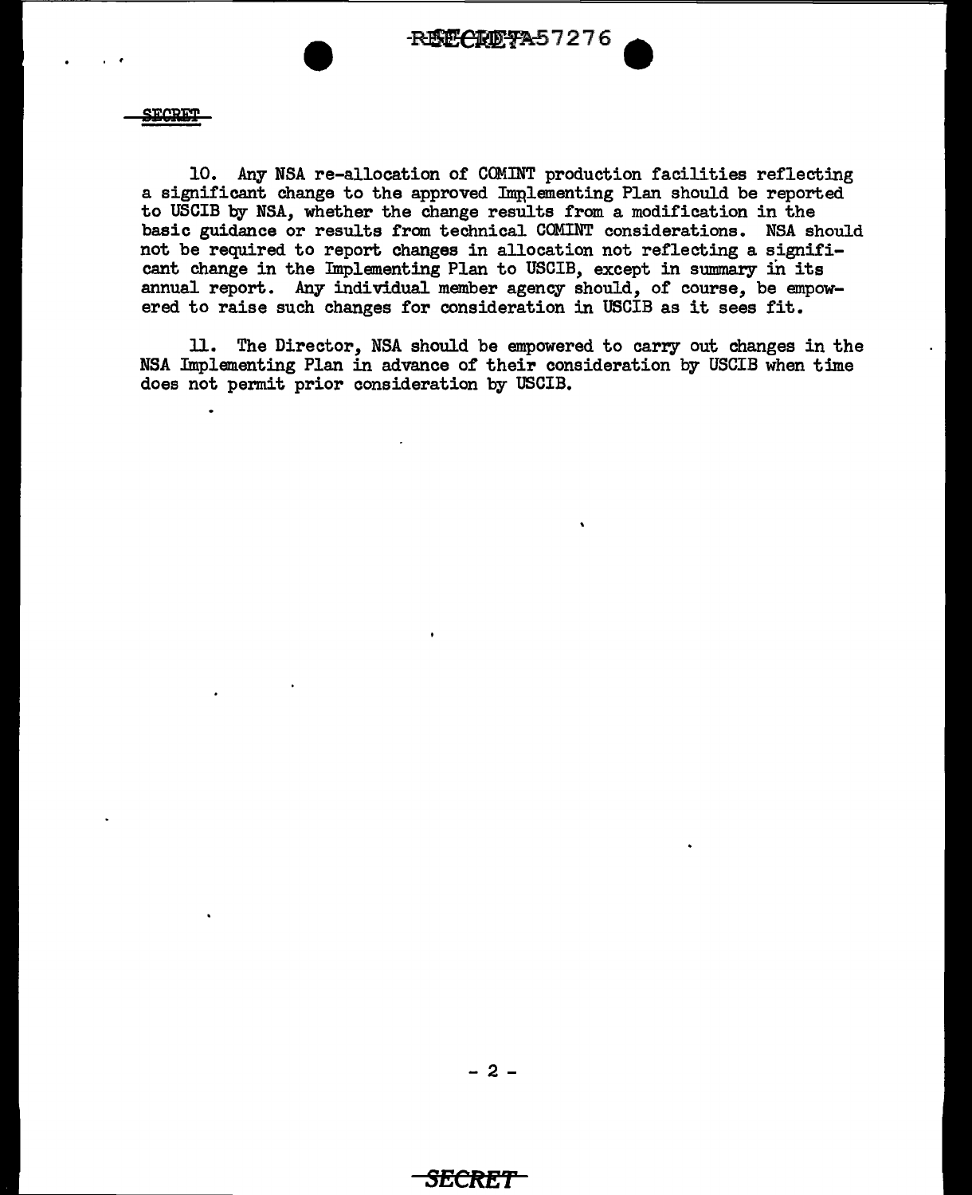SECRET

10. Any NSA re-allocation of COMINT production facilities reflecting a significant change to the approved Implementing Plan should be reported to USCIB by NSA, whether the change results from a modification in the basic guidance or results from technical COMINT considerations. NSA should not be required to report changes in allocation not reflecting a significant change in the Implementing Plan to USCIB, except in summary in its annual report. Any individual member agency should, of course, be empowered to raise such changes for consideration in USCIB as it sees fit.

11. The Director, NSA should be empowered to carry out changes in the NSA Implementing Plan in advance of their consideration by USCIB when time does not permit prior consideration by USCIB.

SECRET